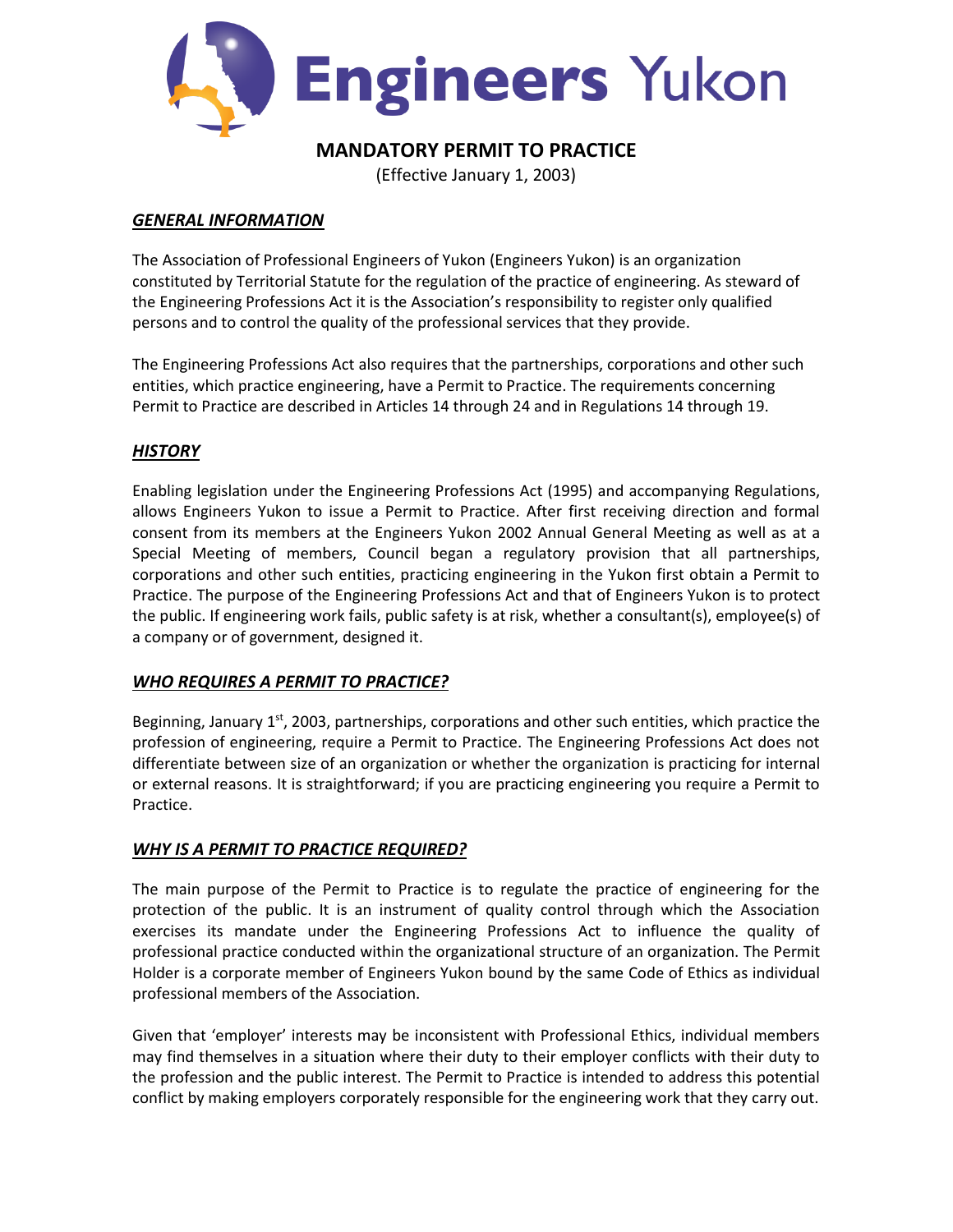# Engineers Yukon

## MANDATORY PERMIT TO PRACTICE

(Effective January 1, 2003)

### *GENERAL INFORMATION*

The Association of Professional Engineers of Yukon (Engineers Yukon) is an organization constituted by Territorial Statute for the regulation of the practice of engineering. As steward of the Engineering Professions Act it is the Association's responsibility to register only qualified persons and to control the quality of the professional services that they provide.

The Engineering Professions Act also requires that the partnerships, corporations and other such entities, which practice engineering, have a Permit to Practice. The requirements concerning Permit to Practice are described in Articles 14 through 24 and in Regulations 14 through 19.

### *HISTORY*

Enabling legislation under the Engineering Professions Act (1995) and accompanying Regulations, allows Engineers Yukon to issue a Permit to Practice. After first receiving direction and formal consent from its members at the Engineers Yukon 2002 Annual General Meeting as well as at a Special Meeting of members, Council began a regulatory provision that all partnerships, corporations and other such entities, practicing engineering in the Yukon first obtain a Permit to Practice. The purpose of the Engineering Professions Act and that of Engineers Yukon is to protect the public. If engineering work fails, public safety is at risk, whether a consultant(s), employee(s) of a company or of government, designed it.

### *WHO REQUIRES A PERMIT TO PRACTICE?*

Beginning, January 1st, 2003, partnerships, corporations and other such entities, which practice the profession of engineering, require a Permit to Practice. The Engineering Professions Act does not differentiate between size of an organization or whether the organization is practicing for internal or external reasons. It is straightforward; if you are practicing engineering you require a Permit to Practice.

### *WHY IS A PERMIT TO PRACTICE REQUIRED?*

The main purpose of the Permit to Practice is to regulate the practice of engineering for the protection of the public. It is an instrument of quality control through which the Association exercises its mandate under the Engineering Professions Act to influence the quality of professional practice conducted within the organizational structure of an organization. The Permit Holder is a corporate member of Engineers Yukon bound by the same Code of Ethics as individual professional members of the Association.

Given that 'employer' interests may be inconsistent with Professional Ethics, individual members may find themselves in a situation where their duty to their employer conflicts with their duty to the profession and the public interest. The Permit to Practice is intended to address this potential conflict by making employers corporately responsible for the engineering work that they carry out.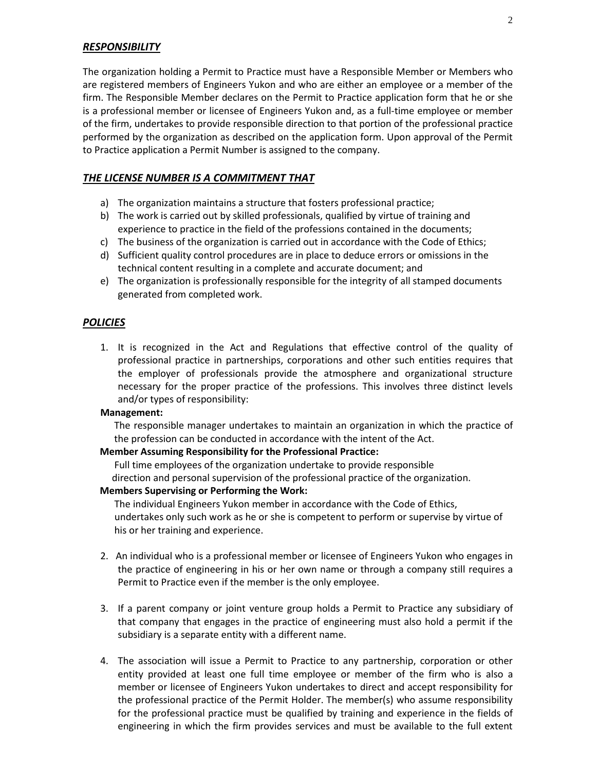## ***RESPONSIBILITY***

The organization holding a Permit to Practice must have a Responsible Member or Members who are registered members of Engineers Yukon and who are either an employee or a member of the firm. The Responsible Member declares on the Permit to Practice application form that he or she is a professional member or licensee of Engineers Yukon and, as a full-time employee or member of the firm, undertakes to provide responsible direction to that portion of the professional practice performed by the organization as described on the application form. Upon approval of the Permit to Practice application a Permit Number is assigned to the company.

## ***THE LICENSE NUMBER IS A COMMITMENT THAT***

a) The organization maintains a structure that fosters professional practice;
b) The work is carried out by skilled professionals, qualified by virtue of training and experience to practice in the field of the professions contained in the documents;
c) The business of the organization is carried out in accordance with the Code of Ethics;
d) Sufficient quality control procedures are in place to deduce errors or omissions in the technical content resulting in a complete and accurate document; and
e) The organization is professionally responsible for the integrity of all stamped documents generated from completed work.

## ***POLICIES***

1. It is recognized in the Act and Regulations that effective control of the quality of professional practice in partnerships, corporations and other such entities requires that the employer of professionals provide the atmosphere and organizational structure necessary for the proper practice of the professions. This involves three distinct levels and/or types of responsibility:

   **Management:**
   The responsible manager undertakes to maintain an organization in which the practice of the profession can be conducted in accordance with the intent of the Act.

   **Member Assuming Responsibility for the Professional Practice:**
   Full time employees of the organization undertake to provide responsible direction and personal supervision of the professional practice of the organization.

   **Members Supervising or Performing the Work:**
   The individual Engineers Yukon member in accordance with the Code of Ethics, undertakes only such work as he or she is competent to perform or supervise by virtue of his or her training and experience.

2. An individual who is a professional member or licensee of Engineers Yukon who engages in the practice of engineering in his or her own name or through a company still requires a Permit to Practice even if the member is the only employee.

3. If a parent company or joint venture group holds a Permit to Practice any subsidiary of that company that engages in the practice of engineering must also hold a permit if the subsidiary is a separate entity with a different name.

4. The association will issue a Permit to Practice to any partnership, corporation or other entity provided at least one full time employee or member of the firm who is also a member or licensee of Engineers Yukon undertakes to direct and accept responsibility for the professional practice of the Permit Holder. The member(s) who assume responsibility for the professional practice must be qualified by training and experience in the fields of engineering in which the firm provides services and must be available to the full extent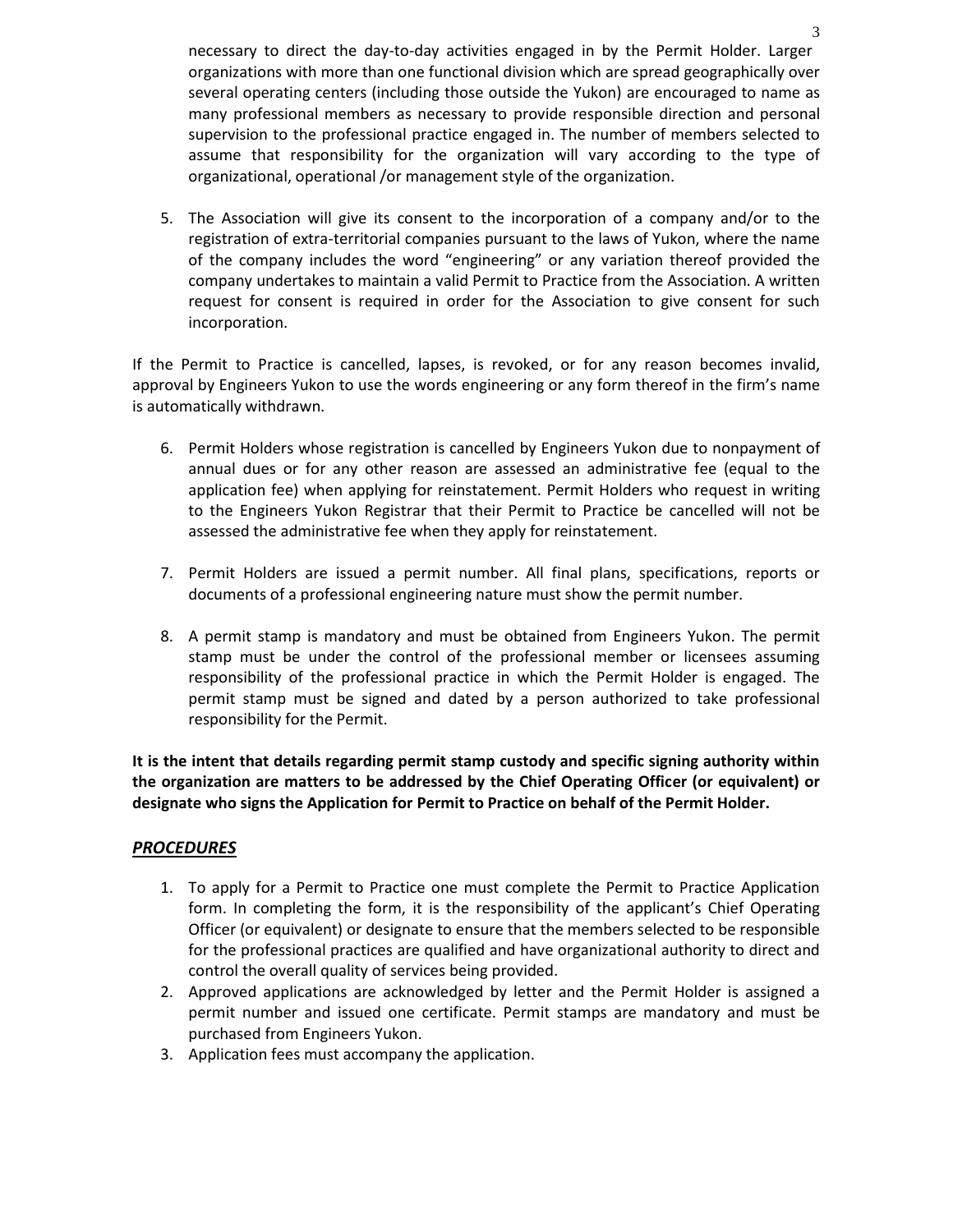necessary to direct the day-to-day activities engaged in by the Permit Holder. Larger organizations with more than one functional division which are spread geographically over several operating centers (including those outside the Yukon) are encouraged to name as many professional members as necessary to provide responsible direction and personal supervision to the professional practice engaged in. The number of members selected to assume that responsibility for the organization will vary according to the type of organizational, operational /or management style of the organization.

5. The Association will give its consent to the incorporation of a company and/or to the registration of extra-territorial companies pursuant to the laws of Yukon, where the name of the company includes the word "engineering" or any variation thereof provided the company undertakes to maintain a valid Permit to Practice from the Association. A written request for consent is required in order for the Association to give consent for such incorporation.

If the Permit to Practice is cancelled, lapses, is revoked, or for any reason becomes invalid, approval by Engineers Yukon to use the words engineering or any form thereof in the firm's name is automatically withdrawn.

6. Permit Holders whose registration is cancelled by Engineers Yukon due to nonpayment of annual dues or for any other reason are assessed an administrative fee (equal to the application fee) when applying for reinstatement. Permit Holders who request in writing to the Engineers Yukon Registrar that their Permit to Practice be cancelled will not be assessed the administrative fee when they apply for reinstatement.

7. Permit Holders are issued a permit number. All final plans, specifications, reports or documents of a professional engineering nature must show the permit number.

8. A permit stamp is mandatory and must be obtained from Engineers Yukon. The permit stamp must be under the control of the professional member or licensees assuming responsibility of the professional practice in which the Permit Holder is engaged. The permit stamp must be signed and dated by a person authorized to take professional responsibility for the Permit.

**It is the intent that details regarding permit stamp custody and specific signing authority within the organization are matters to be addressed by the Chief Operating Officer (or equivalent) or designate who signs the Application for Permit to Practice on behalf of the Permit Holder.**

## ***PROCEDURES***

1. To apply for a Permit to Practice one must complete the Permit to Practice Application form. In completing the form, it is the responsibility of the applicant's Chief Operating Officer (or equivalent) or designate to ensure that the members selected to be responsible for the professional practices are qualified and have organizational authority to direct and control the overall quality of services being provided.
2. Approved applications are acknowledged by letter and the Permit Holder is assigned a permit number and issued one certificate. Permit stamps are mandatory and must be purchased from Engineers Yukon.
3. Application fees must accompany the application.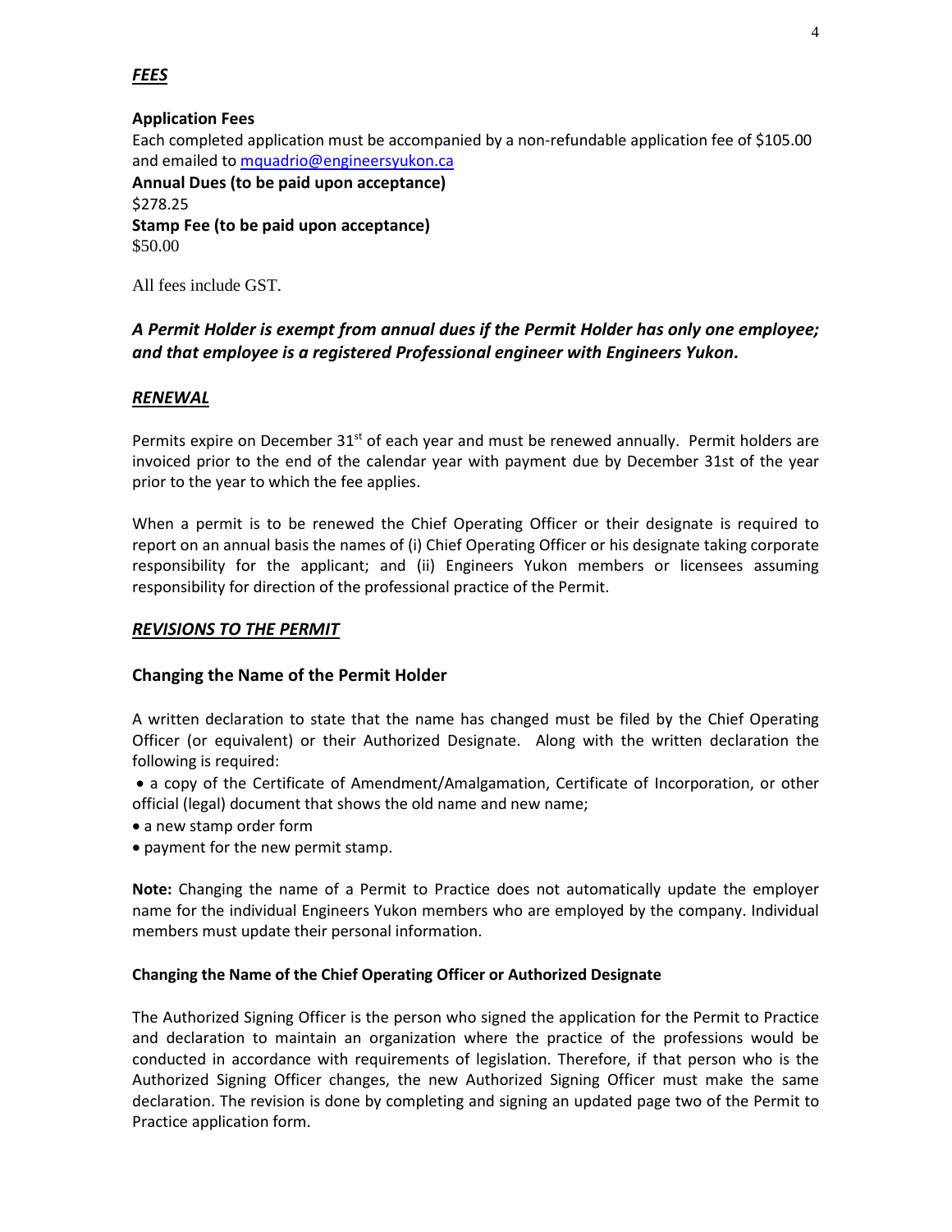## ***FEES***

**Application Fees**

Each completed application must be accompanied by a non-refundable application fee of $105.00 and emailed to mquadrio@engineersyukon.ca

**Annual Dues (to be paid upon acceptance)**

$278.25

**Stamp Fee (to be paid upon acceptance)**

$50.00

All fees include GST.

***A Permit Holder is exempt from annual dues if the Permit Holder has only one employee; and that employee is a registered Professional engineer with Engineers Yukon.***

## ***RENEWAL***

Permits expire on December 31st of each year and must be renewed annually. Permit holders are invoiced prior to the end of the calendar year with payment due by December 31st of the year prior to the year to which the fee applies.

When a permit is to be renewed the Chief Operating Officer or their designate is required to report on an annual basis the names of (i) Chief Operating Officer or his designate taking corporate responsibility for the applicant; and (ii) Engineers Yukon members or licensees assuming responsibility for direction of the professional practice of the Permit.

## ***REVISIONS TO THE PERMIT***

### **Changing the Name of the Permit Holder**

A written declaration to state that the name has changed must be filed by the Chief Operating Officer (or equivalent) or their Authorized Designate. Along with the written declaration the following is required:

- a copy of the Certificate of Amendment/Amalgamation, Certificate of Incorporation, or other official (legal) document that shows the old name and new name;
- a new stamp order form
- payment for the new permit stamp.

**Note:** Changing the name of a Permit to Practice does not automatically update the employer name for the individual Engineers Yukon members who are employed by the company. Individual members must update their personal information.

#### **Changing the Name of the Chief Operating Officer or Authorized Designate**

The Authorized Signing Officer is the person who signed the application for the Permit to Practice and declaration to maintain an organization where the practice of the professions would be conducted in accordance with requirements of legislation. Therefore, if that person who is the Authorized Signing Officer changes, the new Authorized Signing Officer must make the same declaration. The revision is done by completing and signing an updated page two of the Permit to Practice application form.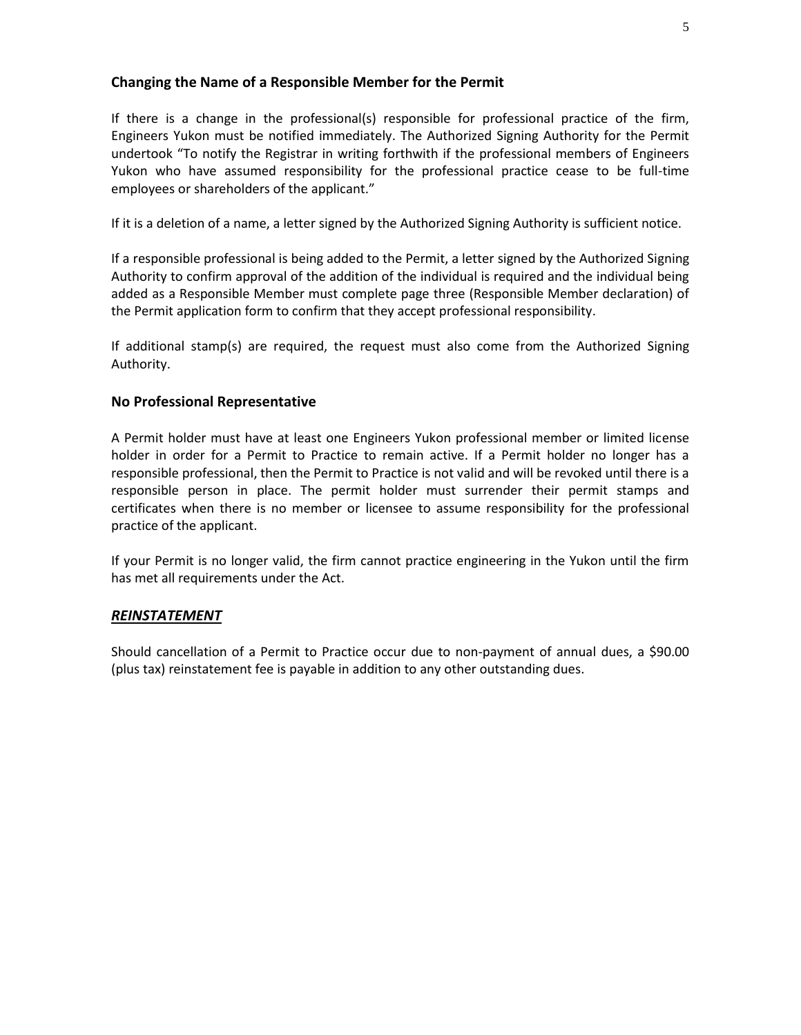## Changing the Name of a Responsible Member for the Permit

If there is a change in the professional(s) responsible for professional practice of the firm, Engineers Yukon must be notified immediately. The Authorized Signing Authority for the Permit undertook "To notify the Registrar in writing forthwith if the professional members of Engineers Yukon who have assumed responsibility for the professional practice cease to be full-time employees or shareholders of the applicant."

If it is a deletion of a name, a letter signed by the Authorized Signing Authority is sufficient notice.

If a responsible professional is being added to the Permit, a letter signed by the Authorized Signing Authority to confirm approval of the addition of the individual is required and the individual being added as a Responsible Member must complete page three (Responsible Member declaration) of the Permit application form to confirm that they accept professional responsibility.

If additional stamp(s) are required, the request must also come from the Authorized Signing Authority.

## No Professional Representative

A Permit holder must have at least one Engineers Yukon professional member or limited license holder in order for a Permit to Practice to remain active. If a Permit holder no longer has a responsible professional, then the Permit to Practice is not valid and will be revoked until there is a responsible person in place. The permit holder must surrender their permit stamps and certificates when there is no member or licensee to assume responsibility for the professional practice of the applicant.

If your Permit is no longer valid, the firm cannot practice engineering in the Yukon until the firm has met all requirements under the Act.

## ***REINSTATEMENT***

Should cancellation of a Permit to Practice occur due to non-payment of annual dues, a $90.00 (plus tax) reinstatement fee is payable in addition to any other outstanding dues.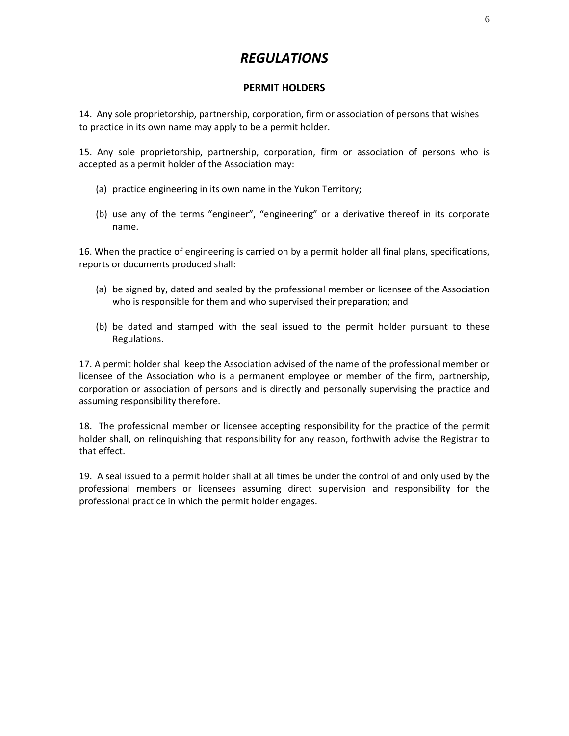# *REGULATIONS*

## PERMIT HOLDERS

14. Any sole proprietorship, partnership, corporation, firm or association of persons that wishes to practice in its own name may apply to be a permit holder.

15. Any sole proprietorship, partnership, corporation, firm or association of persons who is accepted as a permit holder of the Association may:

(a) practice engineering in its own name in the Yukon Territory;

(b) use any of the terms "engineer", "engineering" or a derivative thereof in its corporate name.

16. When the practice of engineering is carried on by a permit holder all final plans, specifications, reports or documents produced shall:

(a) be signed by, dated and sealed by the professional member or licensee of the Association who is responsible for them and who supervised their preparation; and

(b) be dated and stamped with the seal issued to the permit holder pursuant to these Regulations.

17. A permit holder shall keep the Association advised of the name of the professional member or licensee of the Association who is a permanent employee or member of the firm, partnership, corporation or association of persons and is directly and personally supervising the practice and assuming responsibility therefore.

18. The professional member or licensee accepting responsibility for the practice of the permit holder shall, on relinquishing that responsibility for any reason, forthwith advise the Registrar to that effect.

19. A seal issued to a permit holder shall at all times be under the control of and only used by the professional members or licensees assuming direct supervision and responsibility for the professional practice in which the permit holder engages.